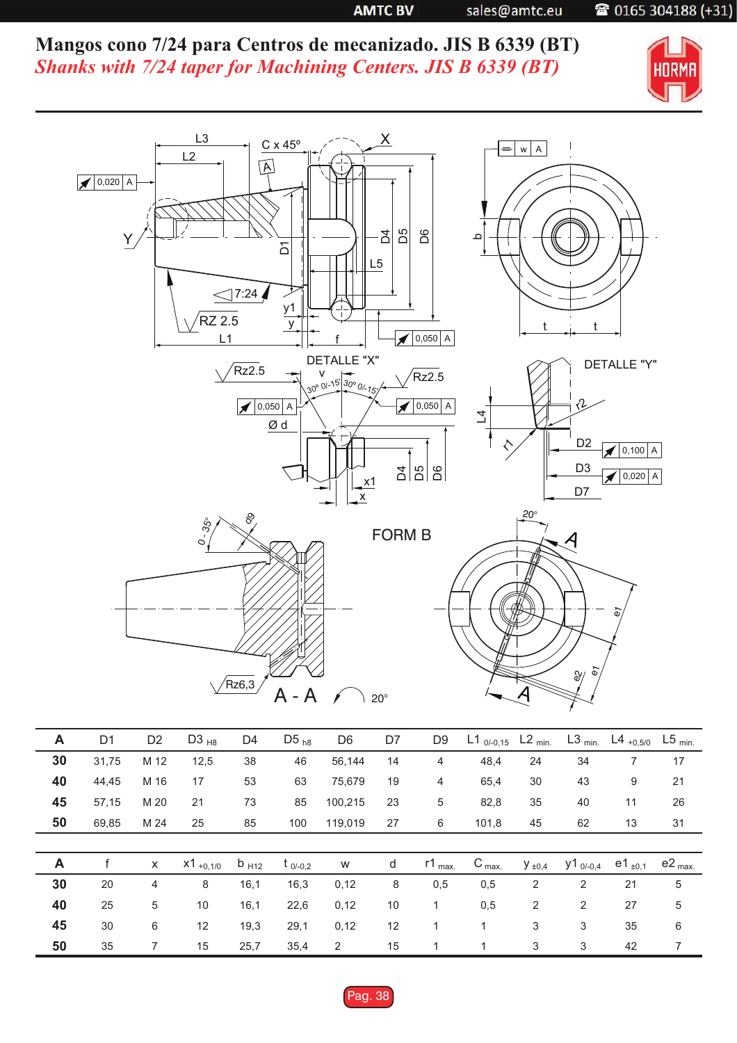# Mangos cono 7/24 para Centros de mecanizado. JIS B 6339 (BT)

*Shanks with 7/24 taper for Machining Centers. JIS B 6339 (BT)*

| A | D1 | D2 | D3 $_{H8}$ | D4 | D5 $_{h8}$ | D6 | D7 | D9 | L1 $_{0/-0,15}$ | L2 $_{min.}$ | L3 $_{min.}$ | L4 $_{+0,5/0}$ | L5 $_{min.}$ |
|---|---|---|---|---|---|---|---|---|---|---|---|---|---|
| **30** | 31,75 | M 12 | 12,5 | 38 | 46 | 56,144 | 14 | 4 | 48,4 | 24 | 34 | 7 | 17 |
| **40** | 44,45 | M 16 | 17 | 53 | 63 | 75,679 | 19 | 4 | 65,4 | 30 | 43 | 9 | 21 |
| **45** | 57,15 | M 20 | 21 | 73 | 85 | 100,215 | 23 | 5 | 82,8 | 35 | 40 | 11 | 26 |
| **50** | 69,85 | M 24 | 25 | 85 | 100 | 119,019 | 27 | 6 | 101,8 | 45 | 62 | 13 | 31 |

| A | f | x | x1 $_{+0,1/0}$ | b $_{H12}$ | t $_{0/-0,2}$ | w | d | r1 $_{max.}$ | C $_{max.}$ | y $_{\pm0,4}$ | y1 $_{0/-0,4}$ | e1 $_{\pm0,1}$ | e2 $_{max.}$ |
|---|---|---|---|---|---|---|---|---|---|---|---|---|---|
| **30** | 20 | 4 | 8 | 16,1 | 16,3 | 0,12 | 8 | 0,5 | 0,5 | 2 | 2 | 21 | 5 |
| **40** | 25 | 5 | 10 | 16,1 | 22,6 | 0,12 | 10 | 1 | 0,5 | 2 | 2 | 27 | 5 |
| **45** | 30 | 6 | 12 | 19,3 | 29,1 | 0,12 | 12 | 1 | 1 | 3 | 3 | 35 | 6 |
| **50** | 35 | 7 | 15 | 25,7 | 35,4 | 2 | 15 | 1 | 1 | 3 | 3 | 42 | 7 |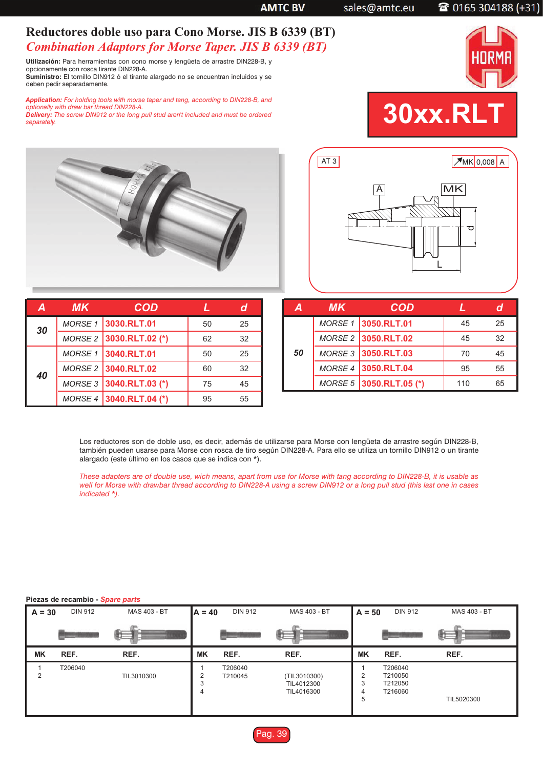# Reductores doble uso para Cono Morse. JIS B 6339 (BT)

## *Combination Adaptors for Morse Taper. JIS B 6339 (BT)*

**Utilización:** Para herramientas con cono morse y lengüeta de arrastre DIN228-B, y opcionamente con rosca tirante DIN228-A.
**Suministro:** El tornillo DIN912 ó el tirante alargado no se encuentran incluidos y se deben pedir separadamente.

*Application: For holding tools with morse taper and tang, according to DIN228-B, and optionally with draw bar thread DIN228-A.*
***Delivery:*** *The screw DIN912 or the long pull stud aren't included and must be ordered separately.*

HORMA

# 30xx.RLT

AT 3

MK 0,008 A

A

MK

d

L

| A | MK | COD | L | d |
|---|---|---|---|---|
| 30 | MORSE 1 | 3030.RLT.01 | 50 | 25 |
| | MORSE 2 | 3030.RLT.02 (*) | 62 | 32 |
| 40 | MORSE 1 | 3040.RLT.01 | 50 | 25 |
| | MORSE 2 | 3040.RLT.02 | 60 | 32 |
| | MORSE 3 | 3040.RLT.03 (*) | 75 | 45 |
| | MORSE 4 | 3040.RLT.04 (*) | 95 | 55 |

| A | MK | COD | L | d |
|---|---|---|---|---|
| 50 | MORSE 1 | 3050.RLT.01 | 45 | 25 |
| | MORSE 2 | 3050.RLT.02 | 45 | 32 |
| | MORSE 3 | 3050.RLT.03 | 70 | 45 |
| | MORSE 4 | 3050.RLT.04 | 95 | 55 |
| | MORSE 5 | 3050.RLT.05 (*) | 110 | 65 |

Los reductores son de doble uso, es decir, además de utilizarse para Morse con lengüeta de arrastre según DIN228-B, también pueden usarse para Morse con rosca de tiro según DIN228-A. Para ello se utiliza un tornillo DIN912 o un tirante alargado (este último en los casos que se indica con *).

*These adapters are of double use, wich means, apart from use for Morse with tang according to DIN228-B, it is usable as well for Morse with drawbar thread according to DIN228-A using a screw DIN912 or a long pull stud (this last one in cases indicated *).*

**Piezas de recambio** - *Spare parts*

| A = 30 | DIN 912 | MAS 403 - BT |
|---|---|---|
| **MK** | **REF.** | **REF.** |
| 1 | T206040 | |
| 2 | | TIL3010300 |

| A = 40 | DIN 912 | MAS 403 - BT |
|---|---|---|
| **MK** | **REF.** | **REF.** |
| 1 | T206040 | |
| 2 | T210045 | (TIL3010300) |
| 3 | | TIL4012300 |
| 4 | | TIL4016300 |

| A = 50 | DIN 912 | MAS 403 - BT |
|---|---|---|
| **MK** | **REF.** | **REF.** |
| 1 | T206040 | |
| 2 | T210050 | |
| 3 | T212050 | |
| 4 | T216060 | |
| 5 | | TIL5020300 |